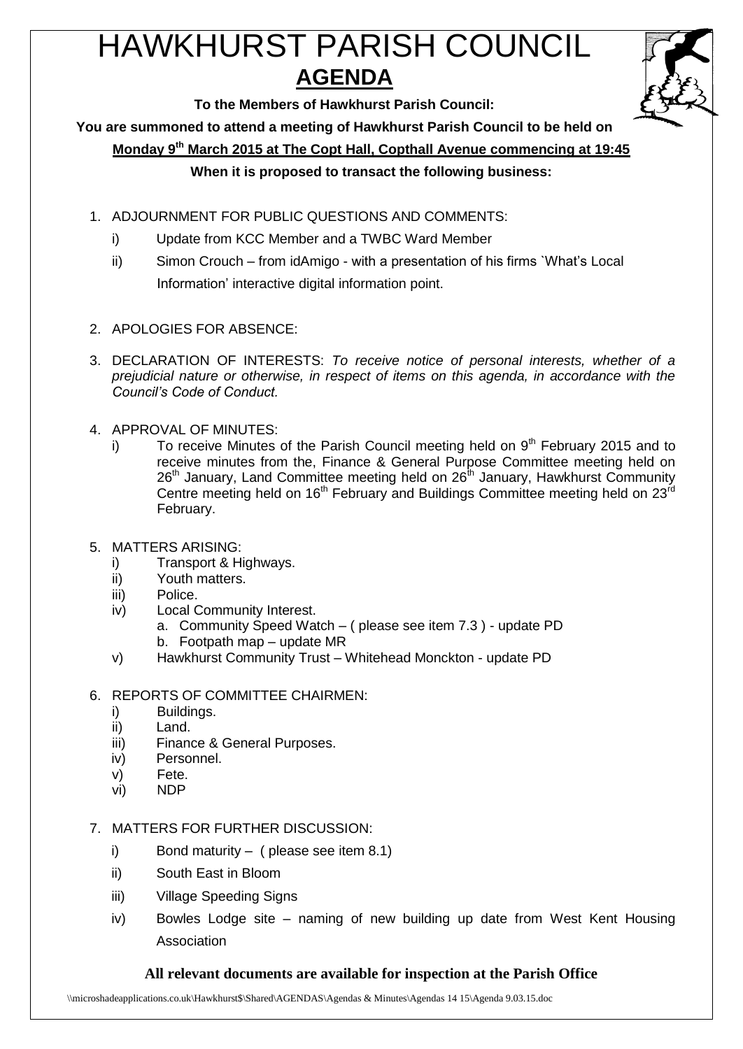# HAWKHURST PARISH COUNCIL

## AGENDA

**To the Members of Hawkhurst Parish Council:**

**You are summoned to attend a meeting of Hawkhurst Parish Council to be held on**

**Monday 9th March 2015 at The Copt Hall, Copthall Avenue commencing at 19:45**

**When it is proposed to transact the following business:**

1. ADJOURNMENT FOR PUBLIC QUESTIONS AND COMMENTS:
   i) Update from KCC Member and a TWBC Ward Member
   ii) Simon Crouch – from idAmigo - with a presentation of his firms `What's Local Information' interactive digital information point.

2. APOLOGIES FOR ABSENCE:

3. DECLARATION OF INTERESTS: *To receive notice of personal interests, whether of a prejudicial nature or otherwise, in respect of items on this agenda, in accordance with the Council's Code of Conduct.*

4. APPROVAL OF MINUTES:
   i) To receive Minutes of the Parish Council meeting held on 9th February 2015 and to receive minutes from the, Finance & General Purpose Committee meeting held on 26th January, Land Committee meeting held on 26th January, Hawkhurst Community Centre meeting held on 16th February and Buildings Committee meeting held on 23rd February.

5. MATTERS ARISING:
   i) Transport & Highways.
   ii) Youth matters.
   iii) Police.
   iv) Local Community Interest.
      a. Community Speed Watch – ( please see item 7.3 ) - update PD
      b. Footpath map – update MR
   v) Hawkhurst Community Trust – Whitehead Monckton - update PD

6. REPORTS OF COMMITTEE CHAIRMEN:
   i) Buildings.
   ii) Land.
   iii) Finance & General Purposes.
   iv) Personnel.
   v) Fete.
   vi) NDP

7. MATTERS FOR FURTHER DISCUSSION:
   i) Bond maturity – ( please see item 8.1)
   ii) South East in Bloom
   iii) Village Speeding Signs
   iv) Bowles Lodge site – naming of new building up date from West Kent Housing Association

**All relevant documents are available for inspection at the Parish Office**

\\microshadeapplications.co.uk\Hawkhurst$\Shared\AGENDAS\Agendas & Minutes\Agendas 14 15\Agenda 9.03.15.doc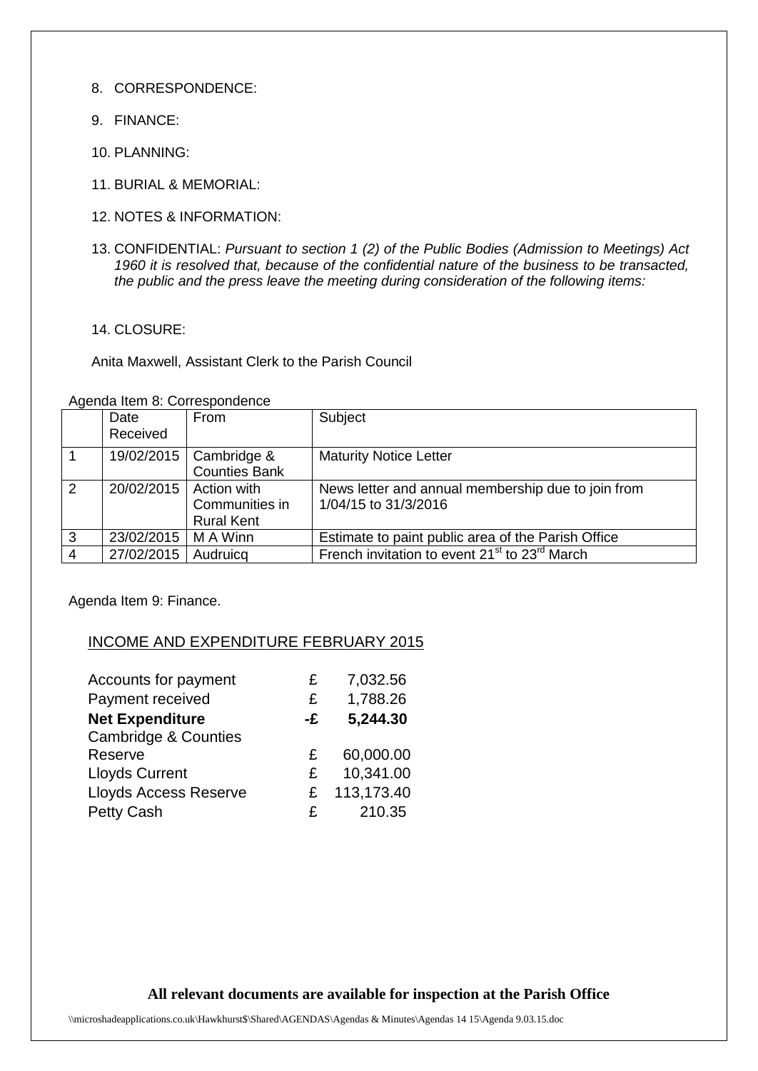8. CORRESPONDENCE:

9. FINANCE:

10. PLANNING:

11. BURIAL & MEMORIAL:

12. NOTES & INFORMATION:

13. CONFIDENTIAL: *Pursuant to section 1 (2) of the Public Bodies (Admission to Meetings) Act 1960 it is resolved that, because of the confidential nature of the business to be transacted, the public and the press leave the meeting during consideration of the following items:*

14. CLOSURE:

Anita Maxwell, Assistant Clerk to the Parish Council

Agenda Item 8: Correspondence

| | Date Received | From | Subject |
|---|---|---|---|
| 1 | 19/02/2015 | Cambridge & Counties Bank | Maturity Notice Letter |
| 2 | 20/02/2015 | Action with Communities in Rural Kent | News letter and annual membership due to join from 1/04/15 to 31/3/2016 |
| 3 | 23/02/2015 | M A Winn | Estimate to paint public area of the Parish Office |
| 4 | 27/02/2015 | Audruicq | French invitation to event 21st to 23rd March |

Agenda Item 9: Finance.

INCOME AND EXPENDITURE FEBRUARY 2015

| | | |
|---|---|---|
| Accounts for payment | £ | 7,032.56 |
| Payment received | £ | 1,788.26 |
| **Net Expenditure** | **-£** | **5,244.30** |
| Cambridge & Counties Reserve | £ | 60,000.00 |
| Lloyds Current | £ | 10,341.00 |
| Lloyds Access Reserve | £ | 113,173.40 |
| Petty Cash | £ | 210.35 |

**All relevant documents are available for inspection at the Parish Office**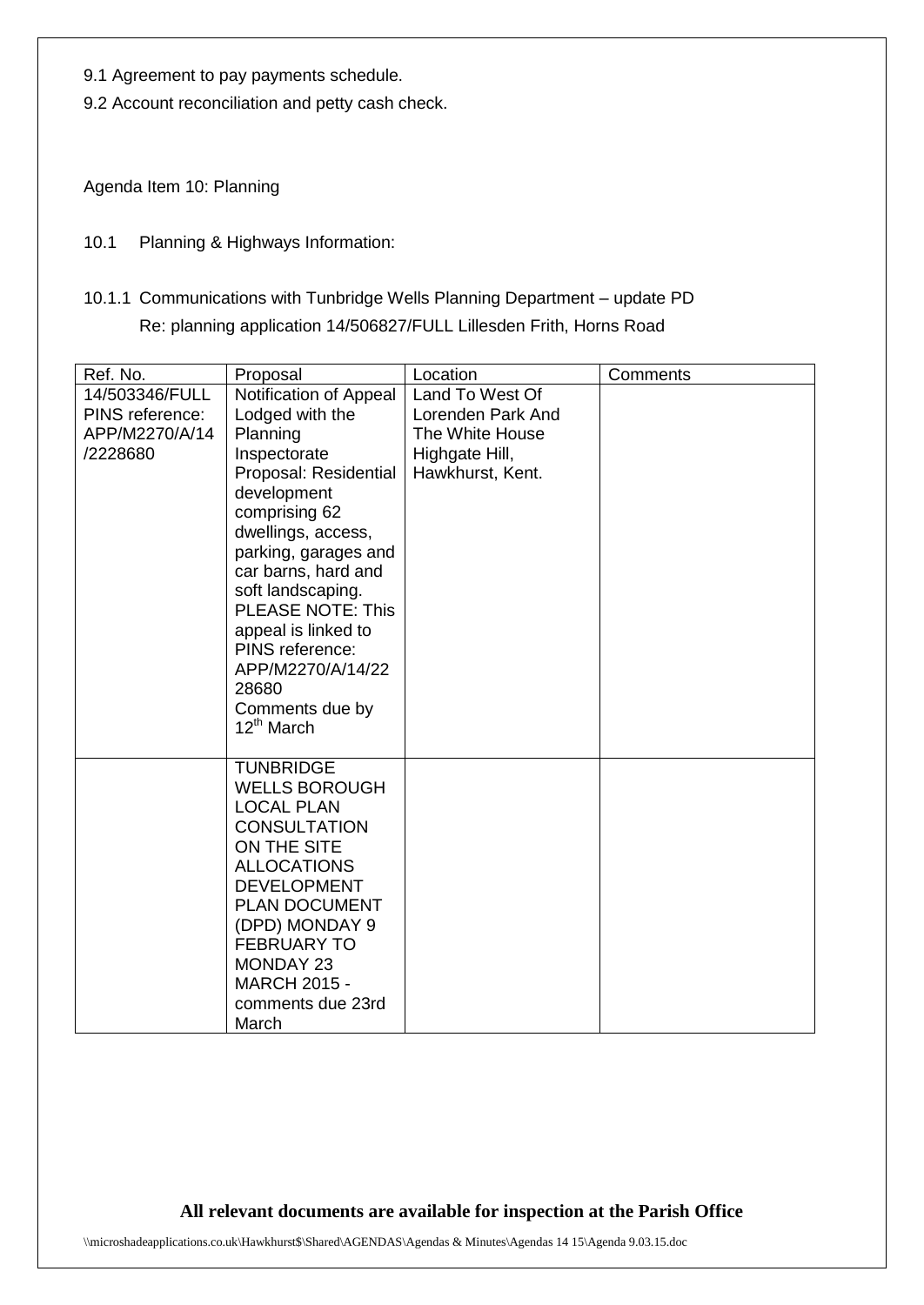9.1 Agreement to pay payments schedule.

9.2 Account reconciliation and petty cash check.

Agenda Item 10: Planning

10.1 Planning & Highways Information:

10.1.1 Communications with Tunbridge Wells Planning Department – update PD
Re: planning application 14/506827/FULL Lillesden Frith, Horns Road

| Ref. No. | Proposal | Location | Comments |
|---|---|---|---|
| 14/503346/FULL PINS reference: APP/M2270/A/14/2228680 | Notification of Appeal Lodged with the Planning Inspectorate Proposal: Residential development comprising 62 dwellings, access, parking, garages and car barns, hard and soft landscaping. PLEASE NOTE: This appeal is linked to PINS reference: APP/M2270/A/14/2228680 Comments due by 12th March | Land To West Of Lorenden Park And The White House Highgate Hill, Hawkhurst, Kent. | |
| | TUNBRIDGE WELLS BOROUGH LOCAL PLAN CONSULTATION ON THE SITE ALLOCATIONS DEVELOPMENT PLAN DOCUMENT (DPD) MONDAY 9 FEBRUARY TO MONDAY 23 MARCH 2015 - comments due 23rd March | | |

**All relevant documents are available for inspection at the Parish Office**

\\microshadeapplications.co.uk\Hawkhurst$\Shared\AGENDAS\Agendas & Minutes\Agendas 14 15\Agenda 9.03.15.doc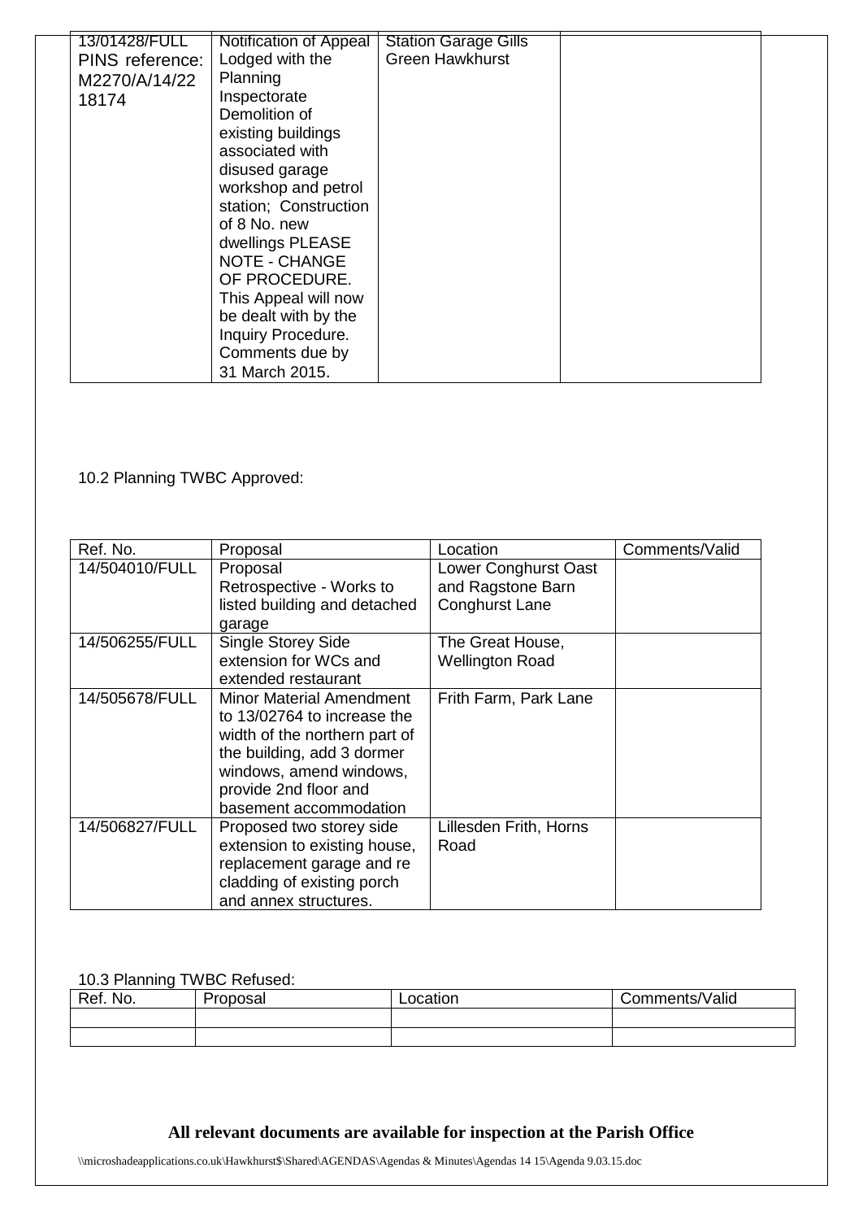| 13/01428/FULL PINS reference: M2270/A/14/22 18174 | Notification of Appeal Lodged with the Planning Inspectorate Demolition of existing buildings associated with disused garage workshop and petrol station; Construction of 8 No. new dwellings PLEASE NOTE - CHANGE OF PROCEDURE. This Appeal will now be dealt with by the Inquiry Procedure. Comments due by 31 March 2015. | Station Garage Gills Green Hawkhurst | |
|---|---|---|---|

10.2 Planning TWBC Approved:

| Ref. No. | Proposal | Location | Comments/Valid |
|---|---|---|---|
| 14/504010/FULL | Proposal Retrospective - Works to listed building and detached garage | Lower Conghurst Oast and Ragstone Barn Conghurst Lane | |
| 14/506255/FULL | Single Storey Side extension for WCs and extended restaurant | The Great House, Wellington Road | |
| 14/505678/FULL | Minor Material Amendment to 13/02764 to increase the width of the northern part of the building, add 3 dormer windows, amend windows, provide 2nd floor and basement accommodation | Frith Farm, Park Lane | |
| 14/506827/FULL | Proposed two storey side extension to existing house, replacement garage and re cladding of existing porch and annex structures. | Lillesden Frith, Horns Road | |

10.3 Planning TWBC Refused:

| Ref. No. | Proposal | Location | Comments/Valid |
|---|---|---|---|
| | | | |
| | | | |

**All relevant documents are available for inspection at the Parish Office**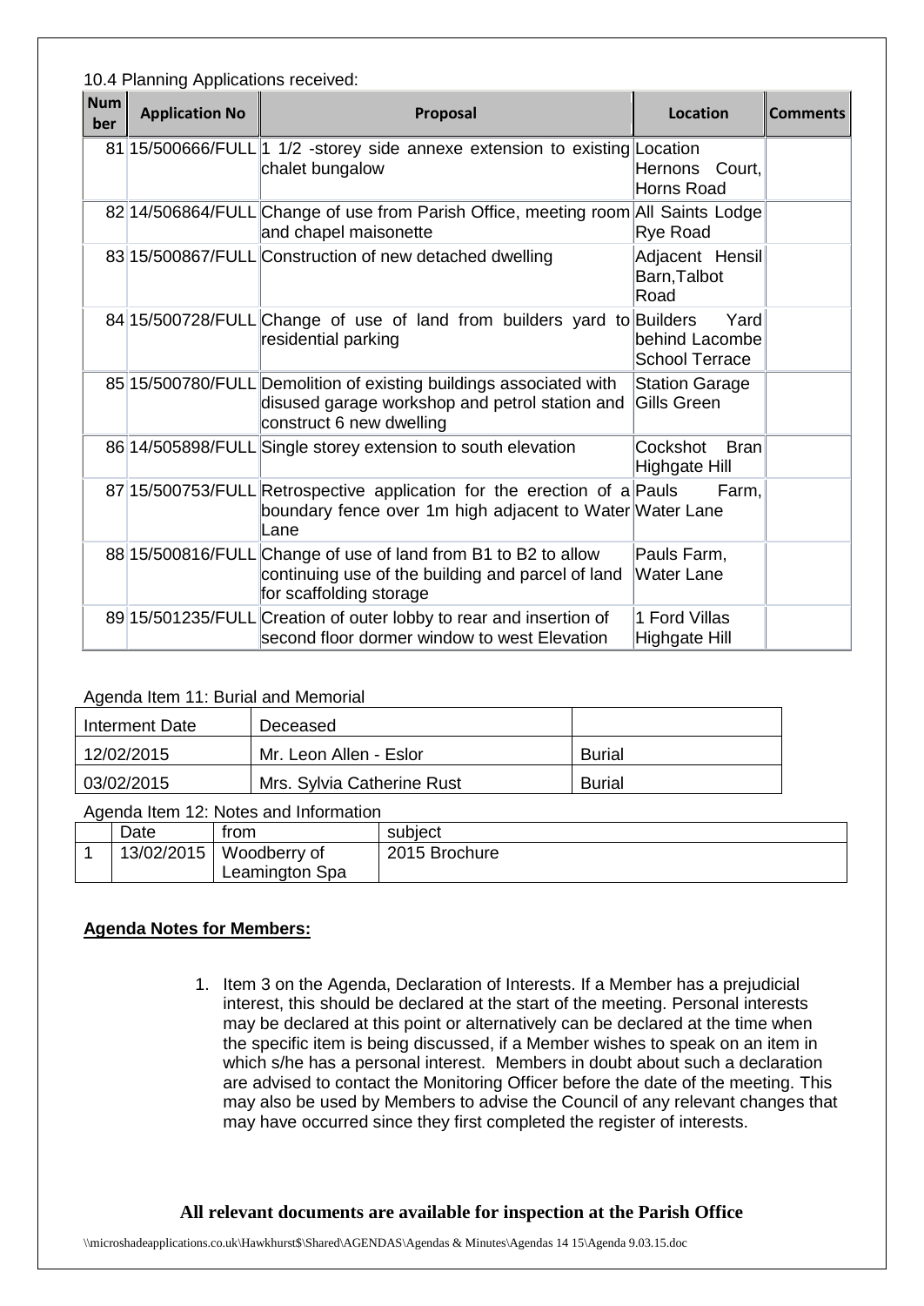10.4 Planning Applications received:

| Number | Application No | Proposal | Location | Comments |
|---|---|---|---|---|
| 81 | 15/500666/FULL | 1 1/2 -storey side annexe extension to existing chalet bungalow | Location Hernons Court, Horns Road | |
| 82 | 14/506864/FULL | Change of use from Parish Office, meeting room and chapel maisonette | All Saints Lodge Rye Road | |
| 83 | 15/500867/FULL | Construction of new detached dwelling | Adjacent Hensil Barn,Talbot Road | |
| 84 | 15/500728/FULL | Change of use of land from builders yard to residential parking | Builders Yard behind Lacombe School Terrace | |
| 85 | 15/500780/FULL | Demolition of existing buildings associated with disused garage workshop and petrol station and construct 6 new dwelling | Station Garage Gills Green | |
| 86 | 14/505898/FULL | Single storey extension to south elevation | Cockshot Bran Highgate Hill | |
| 87 | 15/500753/FULL | Retrospective application for the erection of a boundary fence over 1m high adjacent to Water Lane | Pauls Farm, Water Lane | |
| 88 | 15/500816/FULL | Change of use of land from B1 to B2 to allow continuing use of the building and parcel of land for scaffolding storage | Pauls Farm, Water Lane | |
| 89 | 15/501235/FULL | Creation of outer lobby to rear and insertion of second floor dormer window to west Elevation | 1 Ford Villas Highgate Hill | |

Agenda Item 11: Burial and Memorial

| Interment Date | Deceased | |
|---|---|---|
| 12/02/2015 | Mr. Leon Allen - Eslor | Burial |
| 03/02/2015 | Mrs. Sylvia Catherine Rust | Burial |

Agenda Item 12: Notes and Information

| | Date | from | subject |
|---|---|---|---|
| 1 | 13/02/2015 | Woodberry of Leamington Spa | 2015 Brochure |

**Agenda Notes for Members:**

1. Item 3 on the Agenda, Declaration of Interests. If a Member has a prejudicial interest, this should be declared at the start of the meeting. Personal interests may be declared at this point or alternatively can be declared at the time when the specific item is being discussed, if a Member wishes to speak on an item in which s/he has a personal interest. Members in doubt about such a declaration are advised to contact the Monitoring Officer before the date of the meeting. This may also be used by Members to advise the Council of any relevant changes that may have occurred since they first completed the register of interests.

**All relevant documents are available for inspection at the Parish Office**

\\microshadeapplications.co.uk\Hawkhurst$\Shared\AGENDAS\Agendas & Minutes\Agendas 14 15\Agenda 9.03.15.doc